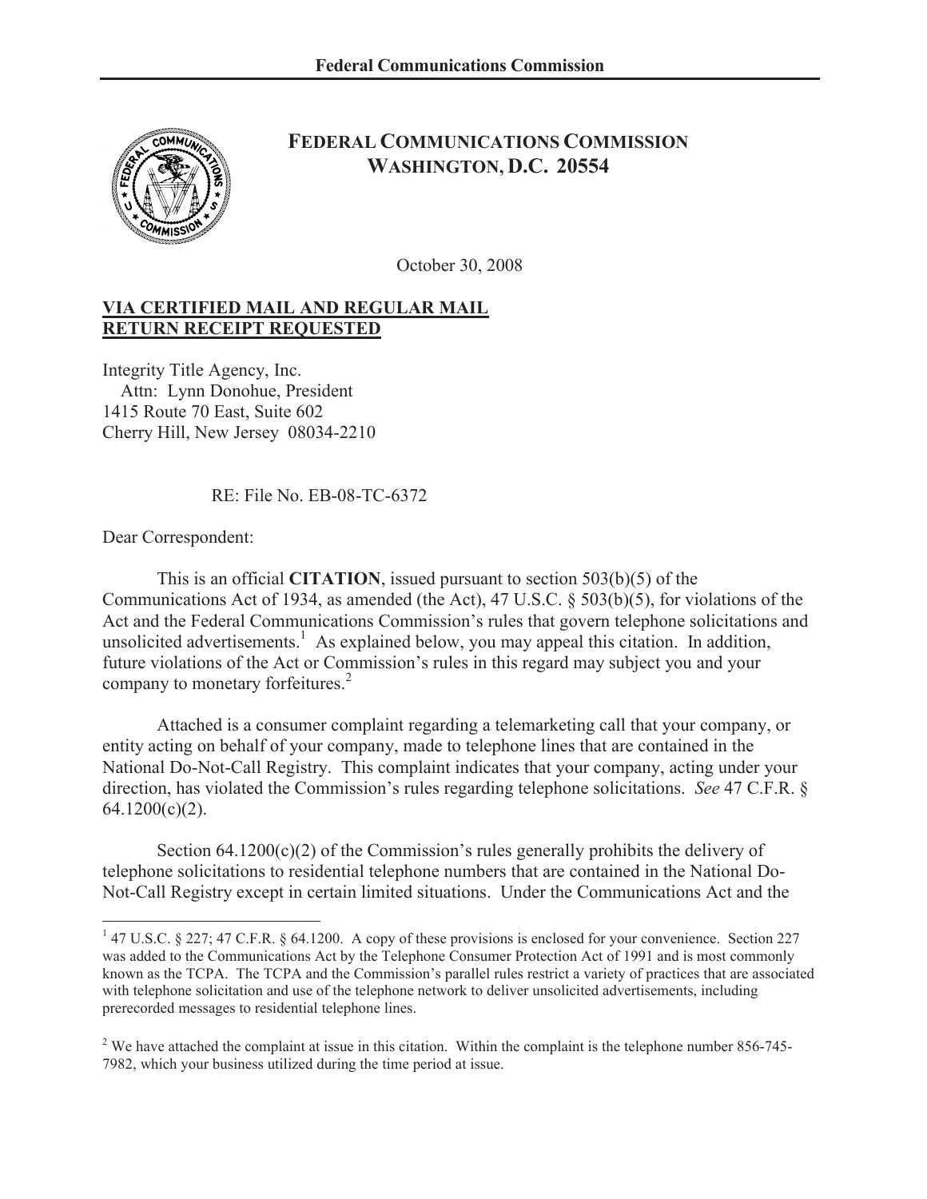# FEDERAL COMMUNICATIONS COMMISSION
## WASHINGTON, D.C. 20554

October 30, 2008

**VIA CERTIFIED MAIL AND REGULAR MAIL**
**RETURN RECEIPT REQUESTED**

Integrity Title Agency, Inc.
Attn: Lynn Donohue, President
1415 Route 70 East, Suite 602
Cherry Hill, New Jersey 08034-2210

RE: File No. EB-08-TC-6372

Dear Correspondent:

This is an official **CITATION**, issued pursuant to section 503(b)(5) of the Communications Act of 1934, as amended (the Act), 47 U.S.C. § 503(b)(5), for violations of the Act and the Federal Communications Commission's rules that govern telephone solicitations and unsolicited advertisements.[1] As explained below, you may appeal this citation. In addition, future violations of the Act or Commission's rules in this regard may subject you and your company to monetary forfeitures.[2]

Attached is a consumer complaint regarding a telemarketing call that your company, or entity acting on behalf of your company, made to telephone lines that are contained in the National Do-Not-Call Registry. This complaint indicates that your company, acting under your direction, has violated the Commission's rules regarding telephone solicitations. *See* 47 C.F.R. § 64.1200(c)(2).

Section 64.1200(c)(2) of the Commission's rules generally prohibits the delivery of telephone solicitations to residential telephone numbers that are contained in the National Do-Not-Call Registry except in certain limited situations. Under the Communications Act and the

---

[1] 47 U.S.C. § 227; 47 C.F.R. § 64.1200. A copy of these provisions is enclosed for your convenience. Section 227 was added to the Communications Act by the Telephone Consumer Protection Act of 1991 and is most commonly known as the TCPA. The TCPA and the Commission's parallel rules restrict a variety of practices that are associated with telephone solicitation and use of the telephone network to deliver unsolicited advertisements, including prerecorded messages to residential telephone lines.

[2] We have attached the complaint at issue in this citation. Within the complaint is the telephone number 856-745-7982, which your business utilized during the time period at issue.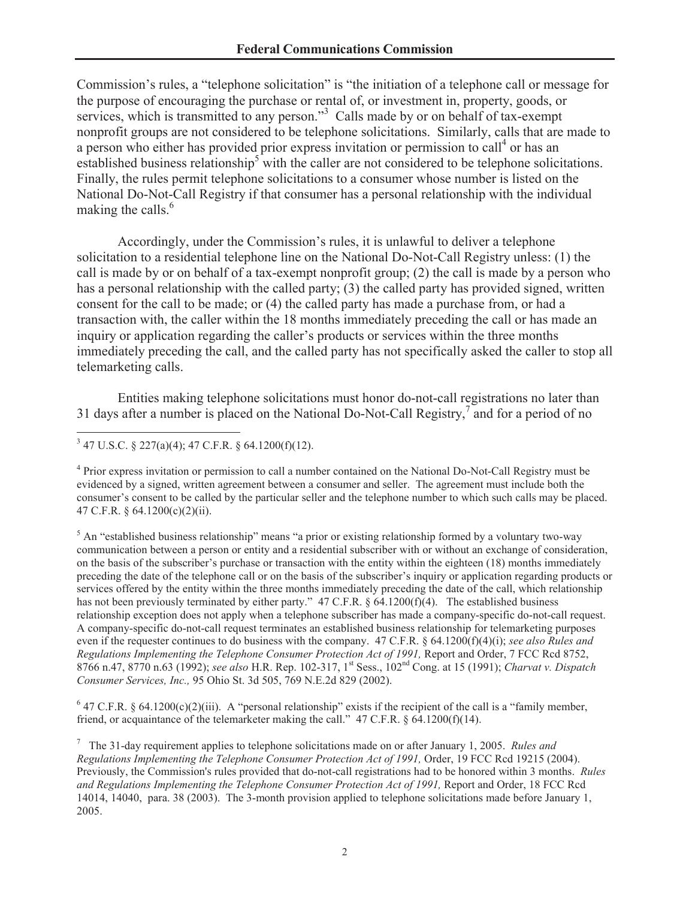Commission's rules, a "telephone solicitation" is "the initiation of a telephone call or message for the purpose of encouraging the purchase or rental of, or investment in, property, goods, or services, which is transmitted to any person."[3] Calls made by or on behalf of tax-exempt nonprofit groups are not considered to be telephone solicitations. Similarly, calls that are made to a person who either has provided prior express invitation or permission to call[4] or has an established business relationship[5] with the caller are not considered to be telephone solicitations. Finally, the rules permit telephone solicitations to a consumer whose number is listed on the National Do-Not-Call Registry if that consumer has a personal relationship with the individual making the calls.[6]

Accordingly, under the Commission's rules, it is unlawful to deliver a telephone solicitation to a residential telephone line on the National Do-Not-Call Registry unless: (1) the call is made by or on behalf of a tax-exempt nonprofit group; (2) the call is made by a person who has a personal relationship with the called party; (3) the called party has provided signed, written consent for the call to be made; or (4) the called party has made a purchase from, or had a transaction with, the caller within the 18 months immediately preceding the call or has made an inquiry or application regarding the caller's products or services within the three months immediately preceding the call, and the called party has not specifically asked the caller to stop all telemarketing calls.

Entities making telephone solicitations must honor do-not-call registrations no later than 31 days after a number is placed on the National Do-Not-Call Registry,[7] and for a period of no

---

[3] 47 U.S.C. § 227(a)(4); 47 C.F.R. § 64.1200(f)(12).

[4] Prior express invitation or permission to call a number contained on the National Do-Not-Call Registry must be evidenced by a signed, written agreement between a consumer and seller. The agreement must include both the consumer's consent to be called by the particular seller and the telephone number to which such calls may be placed. 47 C.F.R. § 64.1200(c)(2)(ii).

[5] An "established business relationship" means "a prior or existing relationship formed by a voluntary two-way communication between a person or entity and a residential subscriber with or without an exchange of consideration, on the basis of the subscriber's purchase or transaction with the entity within the eighteen (18) months immediately preceding the date of the telephone call or on the basis of the subscriber's inquiry or application regarding products or services offered by the entity within the three months immediately preceding the date of the call, which relationship has not been previously terminated by either party." 47 C.F.R. § 64.1200(f)(4). The established business relationship exception does not apply when a telephone subscriber has made a company-specific do-not-call request. A company-specific do-not-call request terminates an established business relationship for telemarketing purposes even if the requester continues to do business with the company. 47 C.F.R. § 64.1200(f)(4)(i); *see also Rules and Regulations Implementing the Telephone Consumer Protection Act of 1991,* Report and Order, 7 FCC Rcd 8752, 8766 n.47, 8770 n.63 (1992); *see also* H.R. Rep. 102-317, 1st Sess., 102nd Cong. at 15 (1991); *Charvat v. Dispatch Consumer Services, Inc.,* 95 Ohio St. 3d 505, 769 N.E.2d 829 (2002).

[6] 47 C.F.R. § 64.1200(c)(2)(iii). A "personal relationship" exists if the recipient of the call is a "family member, friend, or acquaintance of the telemarketer making the call." 47 C.F.R. § 64.1200(f)(14).

[7] The 31-day requirement applies to telephone solicitations made on or after January 1, 2005. *Rules and Regulations Implementing the Telephone Consumer Protection Act of 1991,* Order, 19 FCC Rcd 19215 (2004). Previously, the Commission's rules provided that do-not-call registrations had to be honored within 3 months. *Rules and Regulations Implementing the Telephone Consumer Protection Act of 1991,* Report and Order, 18 FCC Rcd 14014, 14040, para. 38 (2003). The 3-month provision applied to telephone solicitations made before January 1, 2005.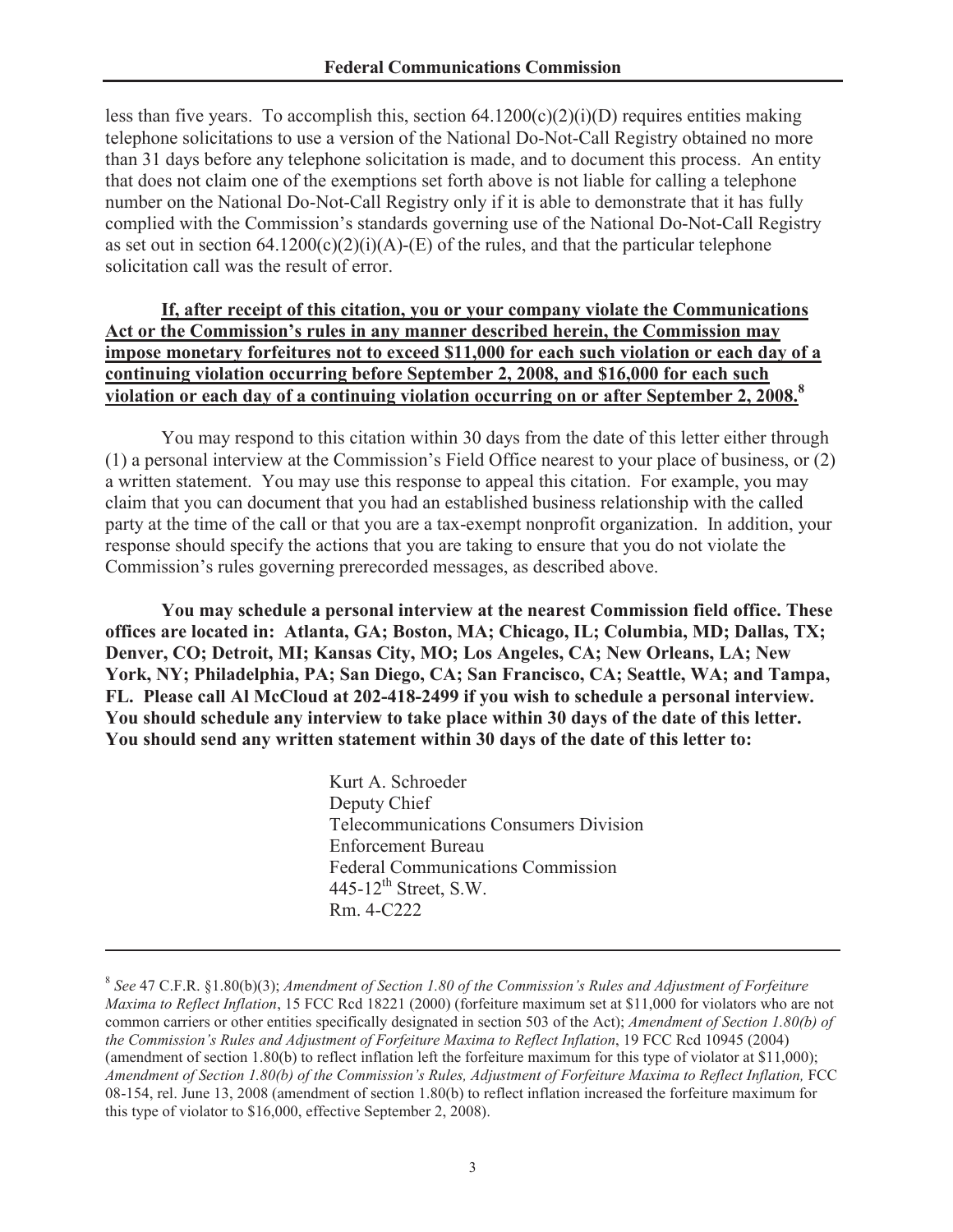less than five years. To accomplish this, section 64.1200(c)(2)(i)(D) requires entities making telephone solicitations to use a version of the National Do-Not-Call Registry obtained no more than 31 days before any telephone solicitation is made, and to document this process. An entity that does not claim one of the exemptions set forth above is not liable for calling a telephone number on the National Do-Not-Call Registry only if it is able to demonstrate that it has fully complied with the Commission's standards governing use of the National Do-Not-Call Registry as set out in section 64.1200(c)(2)(i)(A)-(E) of the rules, and that the particular telephone solicitation call was the result of error.

**If, after receipt of this citation, you or your company violate the Communications Act or the Commission's rules in any manner described herein, the Commission may impose monetary forfeitures not to exceed $11,000 for each such violation or each day of a continuing violation occurring before September 2, 2008, and $16,000 for each such violation or each day of a continuing violation occurring on or after September 2, 2008.**[8]

You may respond to this citation within 30 days from the date of this letter either through (1) a personal interview at the Commission's Field Office nearest to your place of business, or (2) a written statement. You may use this response to appeal this citation. For example, you may claim that you can document that you had an established business relationship with the called party at the time of the call or that you are a tax-exempt nonprofit organization. In addition, your response should specify the actions that you are taking to ensure that you do not violate the Commission's rules governing prerecorded messages, as described above.

**You may schedule a personal interview at the nearest Commission field office. These offices are located in: Atlanta, GA; Boston, MA; Chicago, IL; Columbia, MD; Dallas, TX; Denver, CO; Detroit, MI; Kansas City, MO; Los Angeles, CA; New Orleans, LA; New York, NY; Philadelphia, PA; San Diego, CA; San Francisco, CA; Seattle, WA; and Tampa, FL. Please call Al McCloud at 202-418-2499 if you wish to schedule a personal interview. You should schedule any interview to take place within 30 days of the date of this letter. You should send any written statement within 30 days of the date of this letter to:**

Kurt A. Schroeder  
Deputy Chief  
Telecommunications Consumers Division  
Enforcement Bureau  
Federal Communications Commission  
445-12th Street, S.W.  
Rm. 4-C222

---

[8] *See* 47 C.F.R. §1.80(b)(3); *Amendment of Section 1.80 of the Commission's Rules and Adjustment of Forfeiture Maxima to Reflect Inflation*, 15 FCC Rcd 18221 (2000) (forfeiture maximum set at $11,000 for violators who are not common carriers or other entities specifically designated in section 503 of the Act); *Amendment of Section 1.80(b) of the Commission's Rules and Adjustment of Forfeiture Maxima to Reflect Inflation*, 19 FCC Rcd 10945 (2004) (amendment of section 1.80(b) to reflect inflation left the forfeiture maximum for this type of violator at $11,000); *Amendment of Section 1.80(b) of the Commission's Rules, Adjustment of Forfeiture Maxima to Reflect Inflation,* FCC 08-154, rel. June 13, 2008 (amendment of section 1.80(b) to reflect inflation increased the forfeiture maximum for this type of violator to $16,000, effective September 2, 2008).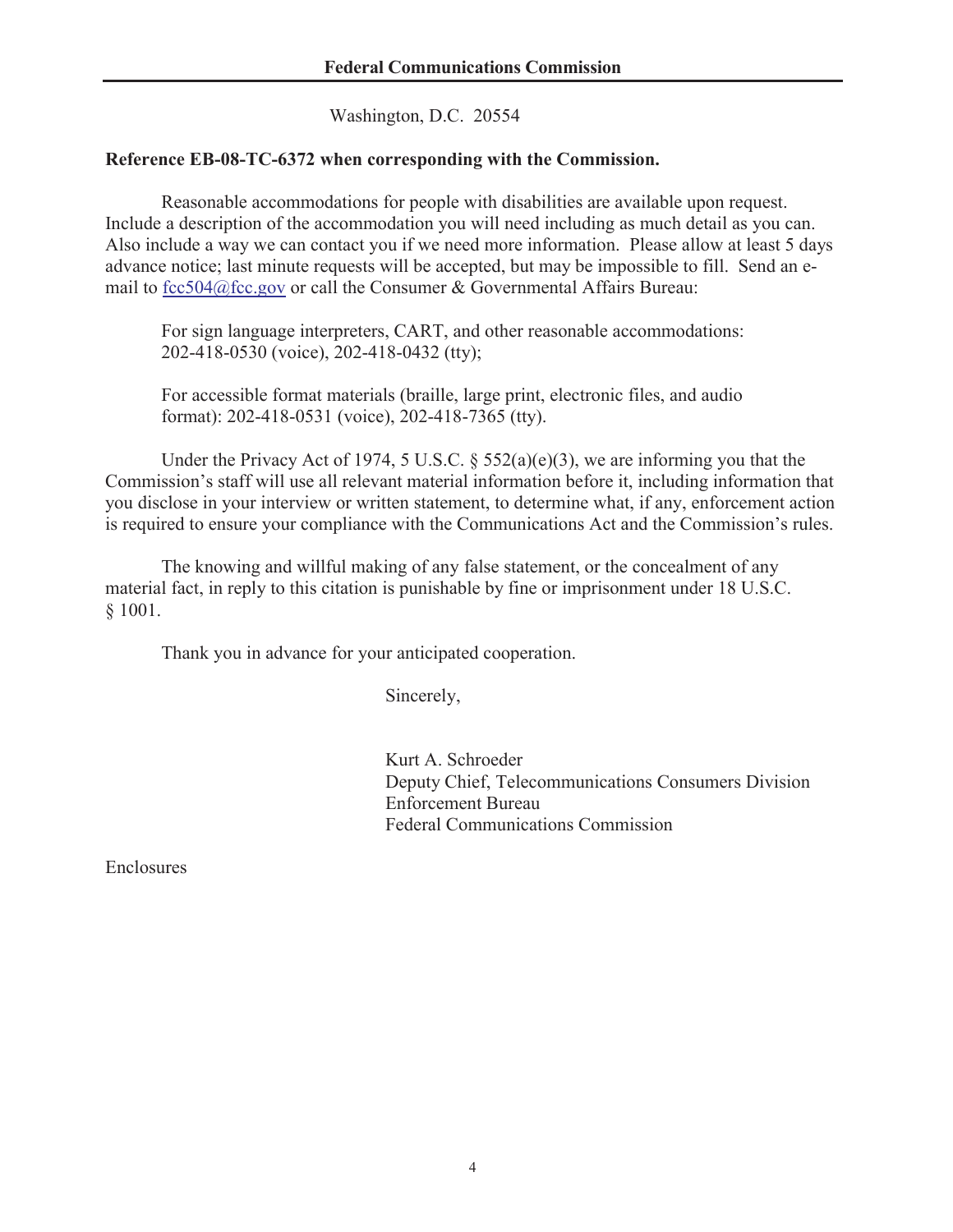**Federal Communications Commission**

Washington, D.C. 20554

**Reference EB-08-TC-6372 when corresponding with the Commission.**

Reasonable accommodations for people with disabilities are available upon request. Include a description of the accommodation you will need including as much detail as you can. Also include a way we can contact you if we need more information. Please allow at least 5 days advance notice; last minute requests will be accepted, but may be impossible to fill. Send an e-mail to fcc504@fcc.gov or call the Consumer & Governmental Affairs Bureau:

For sign language interpreters, CART, and other reasonable accommodations: 202-418-0530 (voice), 202-418-0432 (tty);

For accessible format materials (braille, large print, electronic files, and audio format): 202-418-0531 (voice), 202-418-7365 (tty).

Under the Privacy Act of 1974, 5 U.S.C. § 552(a)(e)(3), we are informing you that the Commission's staff will use all relevant material information before it, including information that you disclose in your interview or written statement, to determine what, if any, enforcement action is required to ensure your compliance with the Communications Act and the Commission's rules.

The knowing and willful making of any false statement, or the concealment of any material fact, in reply to this citation is punishable by fine or imprisonment under 18 U.S.C. § 1001.

Thank you in advance for your anticipated cooperation.

Sincerely,

Kurt A. Schroeder
Deputy Chief, Telecommunications Consumers Division
Enforcement Bureau
Federal Communications Commission

Enclosures